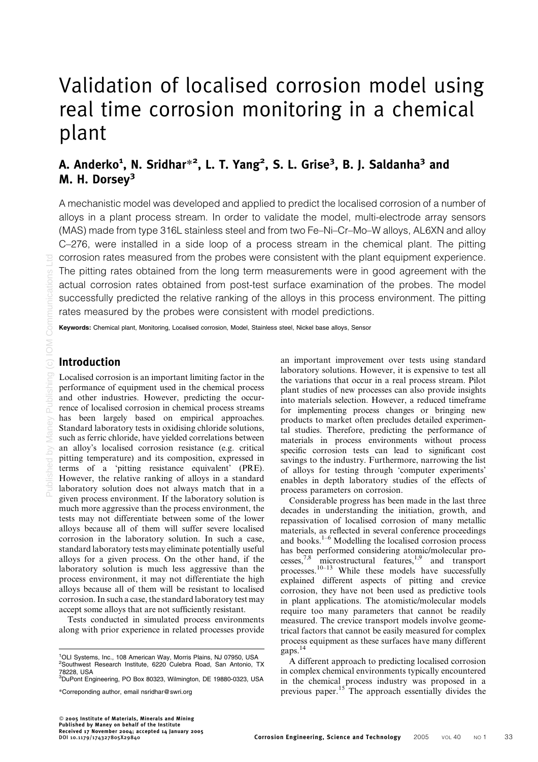# Validation of localised corrosion model using real time corrosion monitoring in a chemical plant

**A. Anderko[1], N. Sridhar*[2], L. T. Yang[2], S. L. Grise[3], B. J. Saldanha[3] and M. H. Dorsey[3]**

A mechanistic model was developed and applied to predict the localised corrosion of a number of alloys in a plant process stream. In order to validate the model, multi-electrode array sensors (MAS) made from type 316L stainless steel and from two Fe–Ni–Cr–Mo–W alloys, AL6XN and alloy C–276, were installed in a side loop of a process stream in the chemical plant. The pitting corrosion rates measured from the probes were consistent with the plant equipment experience. The pitting rates obtained from the long term measurements were in good agreement with the actual corrosion rates obtained from post-test surface examination of the probes. The model successfully predicted the relative ranking of the alloys in this process environment. The pitting rates measured by the probes were consistent with model predictions.

**Keywords:** Chemical plant, Monitoring, Localised corrosion, Model, Stainless steel, Nickel base alloys, Sensor

## Introduction

Localised corrosion is an important limiting factor in the performance of equipment used in the chemical process and other industries. However, predicting the occurrence of localised corrosion in chemical process streams has been largely based on empirical approaches. Standard laboratory tests in oxidising chloride solutions, such as ferric chloride, have yielded correlations between an alloy's localised corrosion resistance (e.g. critical pitting temperature) and its composition, expressed in terms of a 'pitting resistance equivalent' (PRE). However, the relative ranking of alloys in a standard laboratory solution does not always match that in a given process environment. If the laboratory solution is much more aggressive than the process environment, the tests may not differentiate between some of the lower alloys because all of them will suffer severe localised corrosion in the laboratory solution. In such a case, standard laboratory tests may eliminate potentially useful alloys for a given process. On the other hand, if the laboratory solution is much less aggressive than the process environment, it may not differentiate the high alloys because all of them will be resistant to localised corrosion. In such a case, the standard laboratory test may accept some alloys that are not sufficiently resistant.

Tests conducted in simulated process environments along with prior experience in related processes provide an important improvement over tests using standard laboratory solutions. However, it is expensive to test all the variations that occur in a real process stream. Pilot plant studies of new processes can also provide insights into materials selection. However, a reduced timeframe for implementing process changes or bringing new products to market often precludes detailed experimental studies. Therefore, predicting the performance of materials in process environments without process specific corrosion tests can lead to significant cost savings to the industry. Furthermore, narrowing the list of alloys for testing through 'computer experiments' enables in depth laboratory studies of the effects of process parameters on corrosion.

Considerable progress has been made in the last three decades in understanding the initiation, growth, and repassivation of localised corrosion of many metallic materials, as reflected in several conference proceedings and books.[1–6] Modelling the localised corrosion process has been performed considering atomic/molecular processes,[7,8] microstructural features,[1,9] and transport processes.[10–13] While these models have successfully explained different aspects of pitting and crevice corrosion, they have not been used as predictive tools in plant applications. The atomistic/molecular models require too many parameters that cannot be readily measured. The crevice transport models involve geometrical factors that cannot be easily measured for complex process equipment as these surfaces have many different gaps.[14]

A different approach to predicting localised corrosion in complex chemical environments typically encountered in the chemical process industry was proposed in a previous paper.[15] The approach essentially divides the

[1]OLI Systems, Inc., 108 American Way, Morris Plains, NJ 07950, USA
[2]Southwest Research Institute, 6220 Culebra Road, San Antonio, TX 78228, USA
[3]DuPont Engineering, PO Box 80323, Wilmington, DE 19880-0323, USA

*Correponding author, email nsridhar@swri.org

© 2005 Institute of Materials, Minerals and Mining
Published by Maney on behalf of the Institute
Received 17 November 2004; accepted 14 January 2005
DOI 10.1179/174327805X29840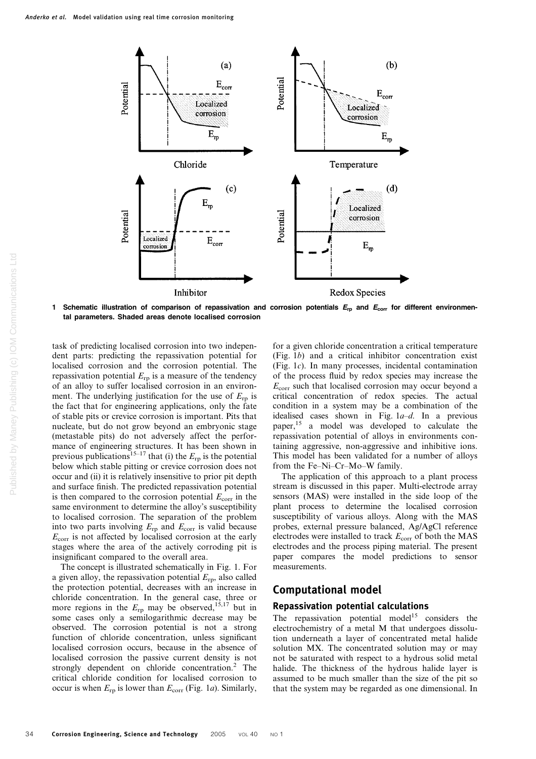1 Schematic illustration of comparison of repassivation and corrosion potentials $E_{rp}$ and $E_{corr}$ for different environmental parameters. Shaded areas denote localised corrosion

task of predicting localised corrosion into two independent parts: predicting the repassivation potential for localised corrosion and the corrosion potential. The repassivation potential $E_{rp}$ is a measure of the tendency of an alloy to suffer localised corrosion in an environment. The underlying justification for the use of $E_{rp}$ is the fact that for engineering applications, only the fate of stable pits or crevice corrosion is important. Pits that nucleate, but do not grow beyond an embryonic stage (metastable pits) do not adversely affect the performance of engineering structures. It has been shown in previous publications[15–17] that (i) the $E_{rp}$ is the potential below which stable pitting or crevice corrosion does not occur and (ii) it is relatively insensitive to prior pit depth and surface finish. The predicted repassivation potential is then compared to the corrosion potential $E_{corr}$ in the same environment to determine the alloy's susceptibility to localised corrosion. The separation of the problem into two parts involving $E_{rp}$ and $E_{corr}$ is valid because $E_{corr}$ is not affected by localised corrosion at the early stages where the area of the actively corroding pit is insignificant compared to the overall area.

The concept is illustrated schematically in Fig. 1. For a given alloy, the repassivation potential $E_{rp}$, also called the protection potential, decreases with an increase in chloride concentration. In the general case, three or more regions in the $E_{rp}$ may be observed,[15,17] but in some cases only a semilogarithmic decrease may be observed. The corrosion potential is not a strong function of chloride concentration, unless significant localised corrosion occurs, because in the absence of localised corrosion the passive current density is not strongly dependent on chloride concentration.[2] The critical chloride condition for localised corrosion to occur is when $E_{rp}$ is lower than $E_{corr}$ (Fig. 1*a*). Similarly, for a given chloride concentration a critical temperature (Fig. 1*b*) and a critical inhibitor concentration exist (Fig. 1*c*). In many processes, incidental contamination of the process fluid by redox species may increase the $E_{corr}$ such that localised corrosion may occur beyond a critical concentration of redox species. The actual condition in a system may be a combination of the idealised cases shown in Fig. 1*a–d*. In a previous paper,[15] a model was developed to calculate the repassivation potential of alloys in environments containing aggressive, non-aggressive and inhibitive ions. This model has been validated for a number of alloys from the Fe–Ni–Cr–Mo–W family.

The application of this approach to a plant process stream is discussed in this paper. Multi-electrode array sensors (MAS) were installed in the side loop of the plant process to determine the localised corrosion susceptibility of various alloys. Along with the MAS probes, external pressure balanced, Ag/AgCl reference electrodes were installed to track $E_{corr}$ of both the MAS electrodes and the process piping material. The present paper compares the model predictions to sensor measurements.

## Computational model

### Repassivation potential calculations

The repassivation potential model[15] considers the electrochemistry of a metal M that undergoes dissolution underneath a layer of concentrated metal halide solution MX. The concentrated solution may or may not be saturated with respect to a hydrous solid metal halide. The thickness of the hydrous halide layer is assumed to be much smaller than the size of the pit so that the system may be regarded as one dimensional. In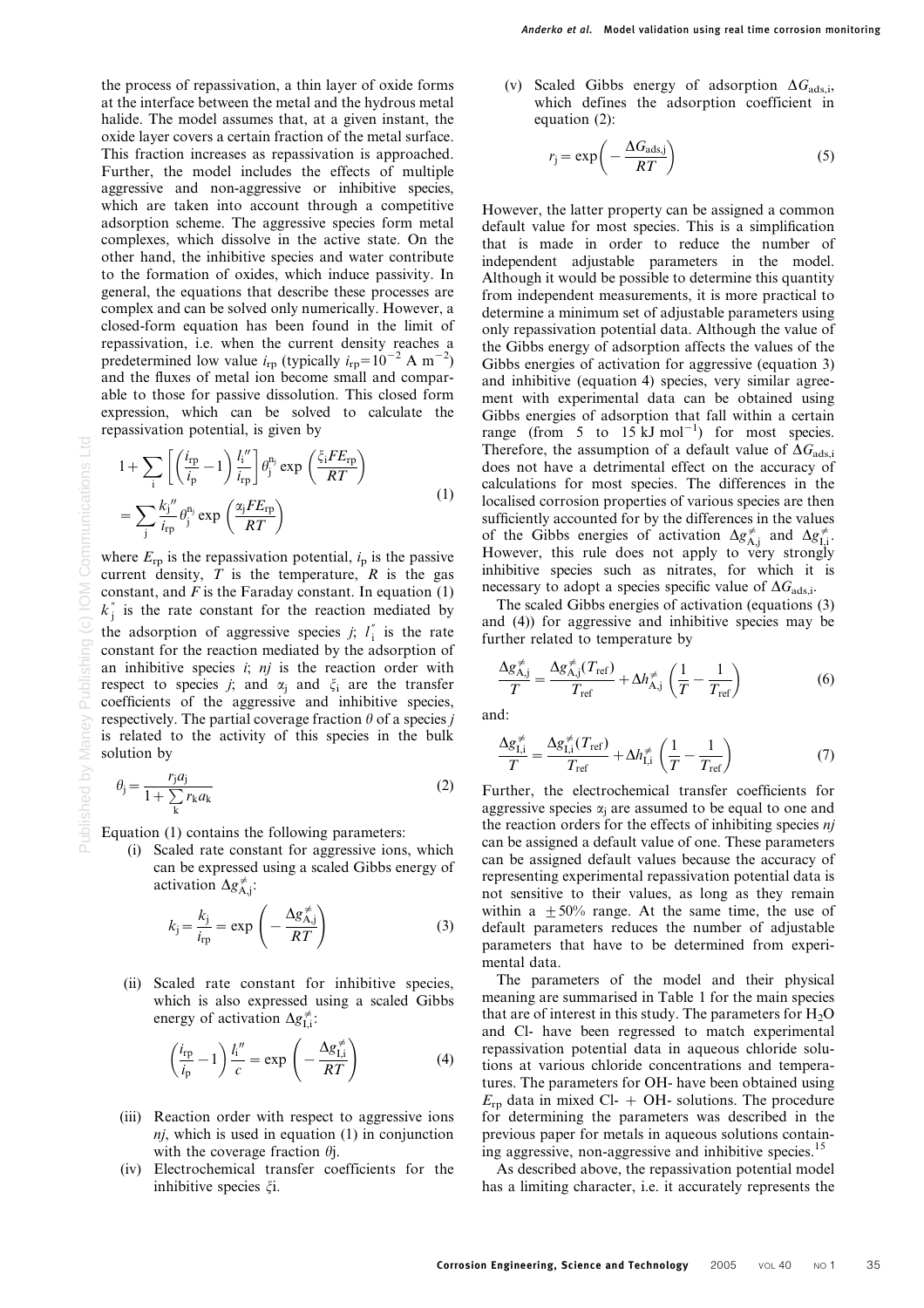the process of repassivation, a thin layer of oxide forms at the interface between the metal and the hydrous metal halide. The model assumes that, at a given instant, the oxide layer covers a certain fraction of the metal surface. This fraction increases as repassivation is approached. Further, the model includes the effects of multiple aggressive and non-aggressive or inhibitive species, which are taken into account through a competitive adsorption scheme. The aggressive species form metal complexes, which dissolve in the active state. On the other hand, the inhibitive species and water contribute to the formation of oxides, which induce passivity. In general, the equations that describe these processes are complex and can be solved only numerically. However, a closed-form equation has been found in the limit of repassivation, i.e. when the current density reaches a predetermined low value $i_{rp}$ (typically $i_{rp}=10^{-2}$ A m$^{-2}$) and the fluxes of metal ion become small and comparable to those for passive dissolution. This closed form expression, which can be solved to calculate the repassivation potential, is given by

$$1+\sum_{i}\left[\left(\frac{i_{rp}}{i_{p}}-1\right)\frac{l_{i}''}{i_{rp}}\right]\theta_{j}^{n_{j}}\exp\left(\frac{\xi_{i}FE_{rp}}{RT}\right)=\sum_{j}\frac{k_{j}''}{i_{rp}}\theta_{j}^{n_{j}}\exp\left(\frac{\alpha_{j}FE_{rp}}{RT}\right) \quad (1)$$

where $E_{rp}$ is the repassivation potential, $i_p$ is the passive current density, $T$ is the temperature, $R$ is the gas constant, and $F$ is the Faraday constant. In equation (1) $k_j''$ is the rate constant for the reaction mediated by the adsorption of aggressive species $j$; $l_i''$ is the rate constant for the reaction mediated by the adsorption of an inhibitive species $i$; $nj$ is the reaction order with respect to species $j$; and $\alpha_j$ and $\xi_i$ are the transfer coefficients of the aggressive and inhibitive species, respectively. The partial coverage fraction $\theta$ of a species $j$ is related to the activity of this species in the bulk solution by

$$\theta_{j}=\frac{r_{j}a_{j}}{1+\sum_{k}r_{k}a_{k}} \quad (2)$$

Equation (1) contains the following parameters:

(i) Scaled rate constant for aggressive ions, which can be expressed using a scaled Gibbs energy of activation $\Delta g_{A,j}^{\neq}$:

$$k_{j}=\frac{k_{j}}{i_{rp}}=\exp\left(-\frac{\Delta g_{A,j}^{\neq}}{RT}\right) \quad (3)$$

(ii) Scaled rate constant for inhibitive species, which is also expressed using a scaled Gibbs energy of activation $\Delta g_{I,i}^{\neq}$:

$$\left(\frac{i_{rp}}{i_{p}}-1\right)\frac{l_{i}''}{c}=\exp\left(-\frac{\Delta g_{I,i}^{\neq}}{RT}\right) \quad (4)$$

(iii) Reaction order with respect to aggressive ions $nj$, which is used in equation (1) in conjunction with the coverage fraction $\theta j$.

(iv) Electrochemical transfer coefficients for the inhibitive species $\xi i$.

(v) Scaled Gibbs energy of adsorption $\Delta G_{ads,i}$, which defines the adsorption coefficient in equation (2):

$$r_{j}=\exp\left(-\frac{\Delta G_{ads,j}}{RT}\right) \quad (5)$$

However, the latter property can be assigned a common default value for most species. This is a simplification that is made in order to reduce the number of independent adjustable parameters in the model. Although it would be possible to determine this quantity from independent measurements, it is more practical to determine a minimum set of adjustable parameters using only repassivation potential data. Although the value of the Gibbs energy of adsorption affects the values of the Gibbs energies of activation for aggressive (equation 3) and inhibitive (equation 4) species, very similar agreement with experimental data can be obtained using Gibbs energies of adsorption that fall within a certain range (from 5 to 15 kJ mol$^{-1}$) for most species. Therefore, the assumption of a default value of $\Delta G_{ads,i}$ does not have a detrimental effect on the accuracy of calculations for most species. The differences in the localised corrosion properties of various species are then sufficiently accounted for by the differences in the values of the Gibbs energies of activation $\Delta g_{A,j}^{\neq}$ and $\Delta g_{I,i}^{\neq}$. However, this rule does not apply to very strongly inhibitive species such as nitrates, for which it is necessary to adopt a species specific value of $\Delta G_{ads,i}$.

The scaled Gibbs energies of activation (equations (3) and (4)) for aggressive and inhibitive species may be further related to temperature by

$$\frac{\Delta g_{A,j}^{\neq}}{T}=\frac{\Delta g_{A,j}^{\neq}(T_{ref})}{T_{ref}}+\Delta h_{A,j}^{\neq}\left(\frac{1}{T}-\frac{1}{T_{ref}}\right) \quad (6)$$

and:

$$\frac{\Delta g_{I,i}^{\neq}}{T}=\frac{\Delta g_{I,i}^{\neq}(T_{ref})}{T_{ref}}+\Delta h_{I,i}^{\neq}\left(\frac{1}{T}-\frac{1}{T_{ref}}\right) \quad (7)$$

Further, the electrochemical transfer coefficients for aggressive species $\alpha_j$ are assumed to be equal to one and the reaction orders for the effects of inhibiting species $nj$ can be assigned a default value of one. These parameters can be assigned default values because the accuracy of representing experimental repassivation potential data is not sensitive to their values, as long as they remain within a $\pm 50\%$ range. At the same time, the use of default parameters reduces the number of adjustable parameters that have to be determined from experimental data.

The parameters of the model and their physical meaning are summarised in Table 1 for the main species that are of interest in this study. The parameters for $H_2O$ and Cl- have been regressed to match experimental repassivation potential data in aqueous chloride solutions at various chloride concentrations and temperatures. The parameters for OH- have been obtained using $E_{rp}$ data in mixed Cl- + OH- solutions. The procedure for determining the parameters was described in the previous paper for metals in aqueous solutions containing aggressive, non-aggressive and inhibitive species.[15]

As described above, the repassivation potential model has a limiting character, i.e. it accurately represents the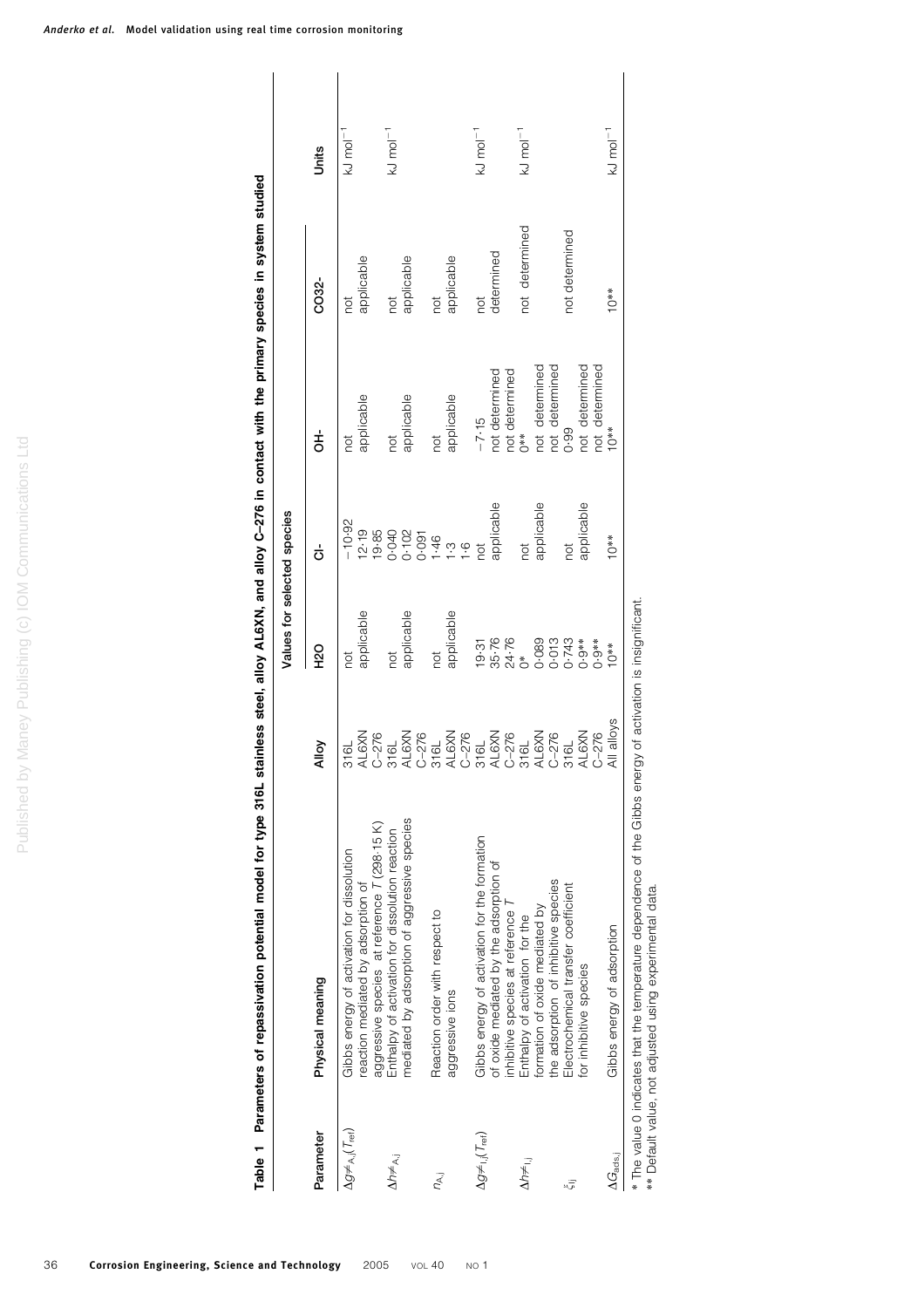**Table 1 Parameters of repassivation potential model for type 316L stainless steel, alloy AL6XN, and alloy C-276 in contact with the primary species in system studied**

| Parameter | Physical meaning | Alloy | Values for selected species | | | | Units |
|---|---|---|---|---|---|---|---|
| | | | $H_2O$ | $Cl^-$ | $OH^-$ | $CO_3^{2-}$ | |
| $\Delta g^{\neq}_{A,j}(T_{ref})$ | Gibbs energy of activation for dissolution reaction mediated by adsorption of aggressive species at reference $T$ (298·15 K) | 316L | not applicable | −10·92 | not applicable | not applicable | kJ mol$^{-1}$ |
| | | AL6XN | | 12·19 | | | |
| | | C-276 | | 19·85 | | | |
| $\Delta h^{\neq}_{A,j}$ | Enthalpy of activation for dissolution reaction mediated by adsorption of aggressive species | 316L | not applicable | 0·040 | not applicable | not applicable | kJ mol$^{-1}$ |
| | | AL6XN | | 0·102 | | | |
| | | C-276 | | 0·091 | | | |
| $n_{A,j}$ | Reaction order with respect to aggressive ions | 316L | not applicable | 1·46 | not applicable | not applicable | |
| | | AL6XN | | 1·3 | | | |
| | | C-276 | | 1·6 | | | |
| $\Delta g^{\neq}_{I,j}(T_{ref})$ | Gibbs energy of activation for the formation of oxide mediated by the adsorption of inhibitive species at reference $T$ | 316L | 19·31 | not applicable | −7·15 | not determined | kJ mol$^{-1}$ |
| | | AL6XN | 35·76 | | not determined | | |
| | | C-276 | 24·76 | | not determined | | |
| $\Delta h^{\neq}_{I,j}$ | Enthalpy of activation for the formation of oxide mediated by the adsorption of inhibitive species | 316L | 0* | not applicable | 0** | not determined | kJ mol$^{-1}$ |
| | | AL6XN | 0·089 | | not determined | | |
| | | C-276 | 0·013 | | not determined | | |
| $\xi_{I,j}$ | Electrochemical transfer coefficient for inhibitive species | 316L | 0·743 | not applicable | 0·99 | not determined | |
| | | AL6XN | 0·9** | | not determined | | |
| | | C-276 | 0·9** | | not determined | | |
| $\Delta G_{ads,j}$ | Gibbs energy of adsorption | All alloys | 10** | 10** | 10** | 10** | kJ mol$^{-1}$ |

\* The value 0 indicates that the temperature dependence of the Gibbs energy of activation is insignificant.
\*\* Default value, not adjusted using experimental data.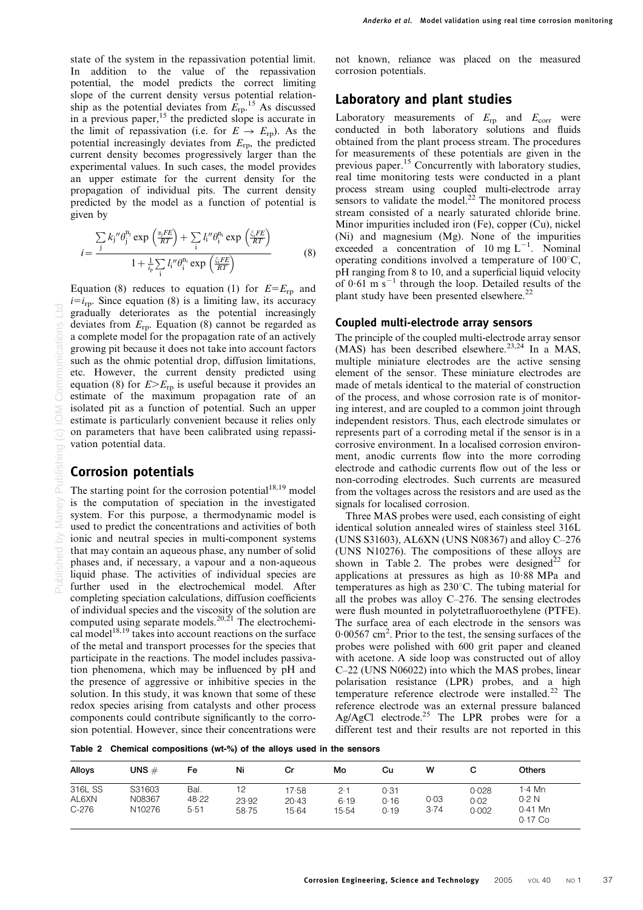state of the system in the repassivation potential limit. In addition to the value of the repassivation potential, the model predicts the correct limiting slope of the current density versus potential relationship as the potential deviates from $E_{rp}$.[15] As discussed in a previous paper,[15] the predicted slope is accurate in the limit of repassivation (i.e. for $E \rightarrow E_{rp}$). As the potential increasingly deviates from $E_{rp}$, the predicted current density becomes progressively larger than the experimental values. In such cases, the model provides an upper estimate for the current density for the propagation of individual pits. The current density predicted by the model as a function of potential is given by

$$i = \frac{\sum_j k_j'' \theta_j^{n_j} \exp\left(\frac{\alpha_j F E}{RT}\right) + \sum_i l_i'' \theta_i^{n_i} \exp\left(\frac{\xi_i F E}{RT}\right)}{1 + \frac{1}{i_p} \sum_i l_i'' \theta_i^{n_i} \exp\left(\frac{\xi_i F E}{RT}\right)} \quad (8)$$

Equation (8) reduces to equation (1) for $E = E_{rp}$ and $i = i_{rp}$. Since equation (8) is a limiting law, its accuracy gradually deteriorates as the potential increasingly deviates from $E_{rp}$. Equation (8) cannot be regarded as a complete model for the propagation rate of an actively growing pit because it does not take into account factors such as the ohmic potential drop, diffusion limitations, etc. However, the current density predicted using equation (8) for $E > E_{rp}$ is useful because it provides an estimate of the maximum propagation rate of an isolated pit as a function of potential. Such an upper estimate is particularly convenient because it relies only on parameters that have been calibrated using repassivation potential data.

## Corrosion potentials

The starting point for the corrosion potential[18,19] model is the computation of speciation in the investigated system. For this purpose, a thermodynamic model is used to predict the concentrations and activities of both ionic and neutral species in multi-component systems that may contain an aqueous phase, any number of solid phases and, if necessary, a vapour and a non-aqueous liquid phase. The activities of individual species are further used in the electrochemical model. After completing speciation calculations, diffusion coefficients of individual species and the viscosity of the solution are computed using separate models.[20,21] The electrochemical model[18,19] takes into account reactions on the surface of the metal and transport processes for the species that participate in the reactions. The model includes passivation phenomena, which may be influenced by pH and the presence of aggressive or inhibitive species in the solution. In this study, it was known that some of these redox species arising from catalysts and other process components could contribute significantly to the corrosion potential. However, since their concentrations were not known, reliance was placed on the measured corrosion potentials.

## Laboratory and plant studies

Laboratory measurements of $E_{rp}$ and $E_{corr}$ were conducted in both laboratory solutions and fluids obtained from the plant process stream. The procedures for measurements of these potentials are given in the previous paper.[15] Concurrently with laboratory studies, real time monitoring tests were conducted in a plant process stream using coupled multi-electrode array sensors to validate the model.[22] The monitored process stream consisted of a nearly saturated chloride brine. Minor impurities included iron (Fe), copper (Cu), nickel (Ni) and magnesium (Mg). None of the impurities exceeded a concentration of 10 mg $L^{-1}$. Nominal operating conditions involved a temperature of 100°C, pH ranging from 8 to 10, and a superficial liquid velocity of 0·61 m $s^{-1}$ through the loop. Detailed results of the plant study have been presented elsewhere.[22]

### Coupled multi-electrode array sensors

The principle of the coupled multi-electrode array sensor (MAS) has been described elsewhere.[23,24] In a MAS, multiple miniature electrodes are the active sensing element of the sensor. These miniature electrodes are made of metals identical to the material of construction of the process, and whose corrosion rate is of monitoring interest, and are coupled to a common joint through independent resistors. Thus, each electrode simulates or represents part of a corroding metal if the sensor is in a corrosive environment. In a localised corrosion environment, anodic currents flow into the more corroding electrode and cathodic currents flow out of the less or non-corroding electrodes. Such currents are measured from the voltages across the resistors and are used as the signals for localised corrosion.

Three MAS probes were used, each consisting of eight identical solution annealed wires of stainless steel 316L (UNS S31603), AL6XN (UNS N08367) and alloy C–276 (UNS N10276). The compositions of these alloys are shown in Table 2. The probes were designed[22] for applications at pressures as high as 10·88 MPa and temperatures as high as 230°C. The tubing material for all the probes was alloy C–276. The sensing electrodes were flush mounted in polytetrafluoroethylene (PTFE). The surface area of each electrode in the sensors was 0·00567 $cm^2$. Prior to the test, the sensing surfaces of the probes were polished with 600 grit paper and cleaned with acetone. A side loop was constructed out of alloy C–22 (UNS N06022) into which the MAS probes, linear polarisation resistance (LPR) probes, and a high temperature reference electrode were installed.[22] The reference electrode was an external pressure balanced Ag/AgCl electrode.[25] The LPR probes were for a different test and their results are not reported in this

**Table 2 Chemical compositions (wt-%) of the alloys used in the sensors**

| Alloys | UNS # | Fe | Ni | Cr | Mo | Cu | W | C | Others |
|---|---|---|---|---|---|---|---|---|---|
| 316L SS | S31603 | Bal. | 12 | 17·58 | 2·1 | 0·31 | | 0·028 | 1·4 Mn |
| AL6XN | N08367 | 48·22 | 23·92 | 20·43 | 6·19 | 0·16 | 0·03 | 0·02 | 0·2 N |
| C-276 | N10276 | 5·51 | 58·75 | 15·64 | 15·54 | 0·19 | 3·74 | 0·002 | 0·41 Mn 0·17 Co |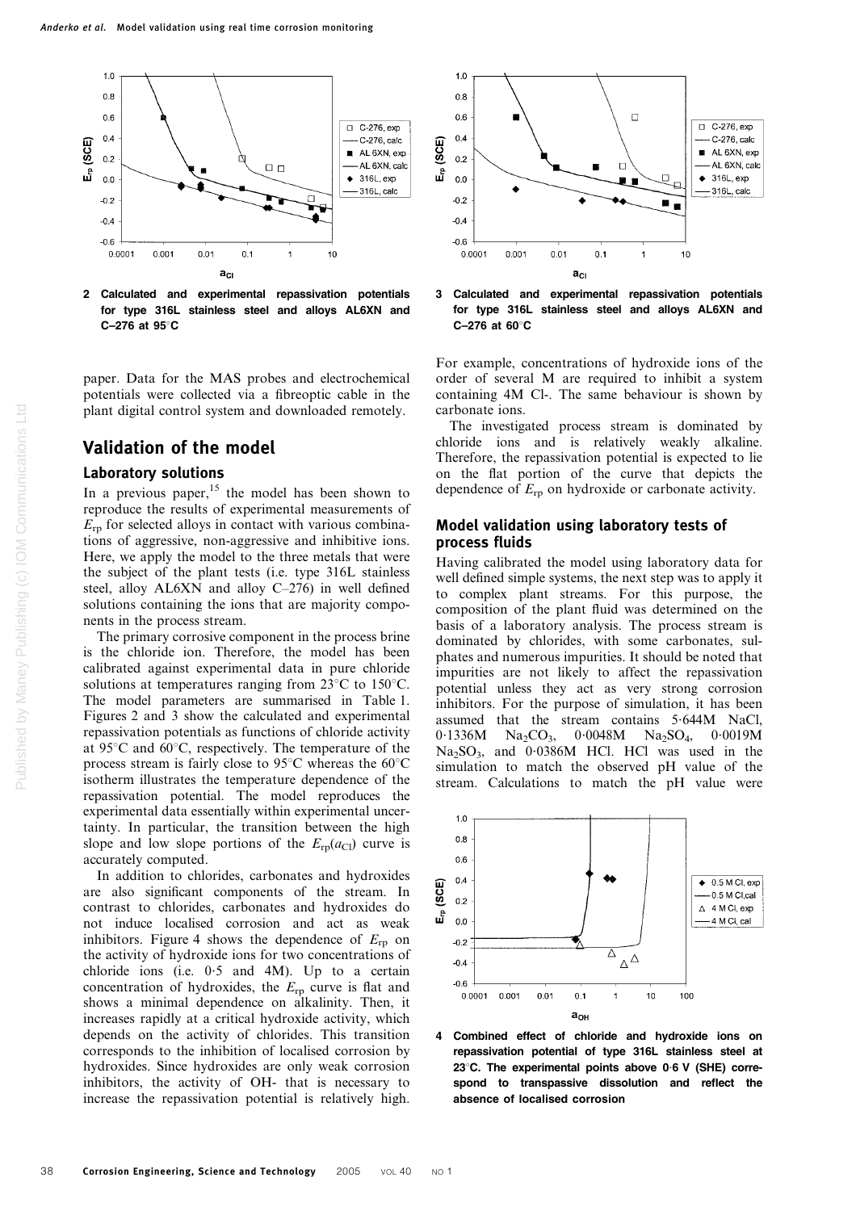2 Calculated and experimental repassivation potentials for type 316L stainless steel and alloys AL6XN and C–276 at 95°C

3 Calculated and experimental repassivation potentials for type 316L stainless steel and alloys AL6XN and C–276 at 60°C

paper. Data for the MAS probes and electrochemical potentials were collected via a fibreoptic cable in the plant digital control system and downloaded remotely.

## Validation of the model

### Laboratory solutions

In a previous paper,[15] the model has been shown to reproduce the results of experimental measurements of $E_{rp}$ for selected alloys in contact with various combinations of aggressive, non-aggressive and inhibitive ions. Here, we apply the model to the three metals that were the subject of the plant tests (i.e. type 316L stainless steel, alloy AL6XN and alloy C–276) in well defined solutions containing the ions that are majority components in the process stream.

The primary corrosive component in the process brine is the chloride ion. Therefore, the model has been calibrated against experimental data in pure chloride solutions at temperatures ranging from 23°C to 150°C. The model parameters are summarised in Table 1. Figures 2 and 3 show the calculated and experimental repassivation potentials as functions of chloride activity at 95°C and 60°C, respectively. The temperature of the process stream is fairly close to 95°C whereas the 60°C isotherm illustrates the temperature dependence of the repassivation potential. The model reproduces the experimental data essentially within experimental uncertainty. In particular, the transition between the high slope and low slope portions of the $E_{rp}(a_{Cl})$ curve is accurately computed.

In addition to chlorides, carbonates and hydroxides are also significant components of the stream. In contrast to chlorides, carbonates and hydroxides do not induce localised corrosion and act as weak inhibitors. Figure 4 shows the dependence of $E_{rp}$ on the activity of hydroxide ions for two concentrations of chloride ions (i.e. 0·5 and 4M). Up to a certain concentration of hydroxides, the $E_{rp}$ curve is flat and shows a minimal dependence on alkalinity. Then, it increases rapidly at a critical hydroxide activity, which depends on the activity of chlorides. This transition corresponds to the inhibition of localised corrosion by hydroxides. Since hydroxides are only weak corrosion inhibitors, the activity of OH- that is necessary to increase the repassivation potential is relatively high. For example, concentrations of hydroxide ions of the order of several M are required to inhibit a system containing 4M Cl-. The same behaviour is shown by carbonate ions.

The investigated process stream is dominated by chloride ions and is relatively weakly alkaline. Therefore, the repassivation potential is expected to lie on the flat portion of the curve that depicts the dependence of $E_{rp}$ on hydroxide or carbonate activity.

### Model validation using laboratory tests of process fluids

Having calibrated the model using laboratory data for well defined simple systems, the next step was to apply it to complex plant streams. For this purpose, the composition of the plant fluid was determined on the basis of a laboratory analysis. The process stream is dominated by chlorides, with some carbonates, sulphates and numerous impurities. It should be noted that impurities are not likely to affect the repassivation potential unless they act as very strong corrosion inhibitors. For the purpose of simulation, it has been assumed that the stream contains 5·644M NaCl, 0·1336M $Na_2CO_3$, 0·0048M $Na_2SO_4$, 0·0019M $Na_2SO_3$, and 0·0386M HCl. HCl was used in the simulation to match the observed pH value of the stream. Calculations to match the pH value were

4 Combined effect of chloride and hydroxide ions on repassivation potential of type 316L stainless steel at 23°C. The experimental points above 0·6 V (SHE) correspond to transpassive dissolution and reflect the absence of localised corrosion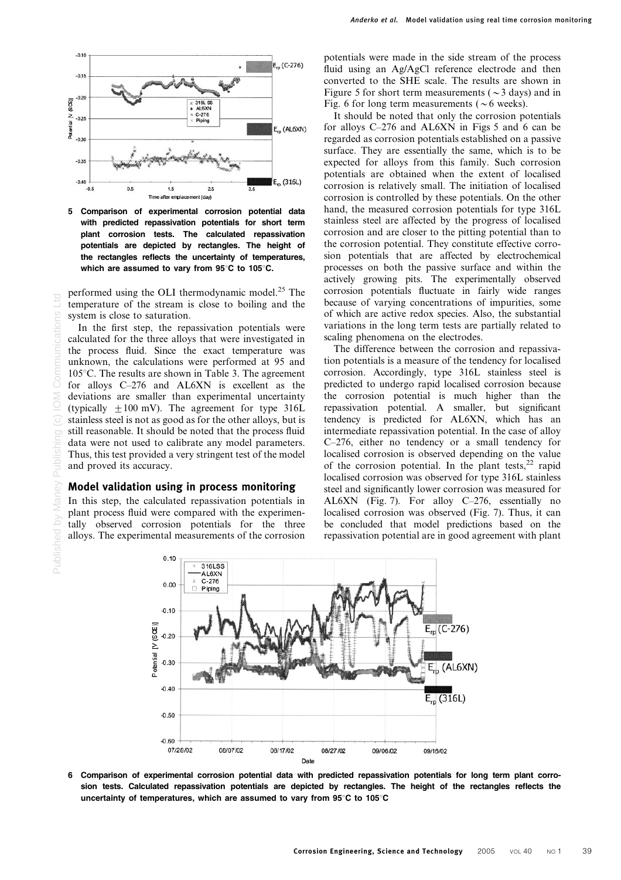5 Comparison of experimental corrosion potential data with predicted repassivation potentials for short term plant corrosion tests. The calculated repassivation potentials are depicted by rectangles. The height of the rectangles reflects the uncertainty of temperatures, which are assumed to vary from 95°C to 105°C.

performed using the OLI thermodynamic model.[25] The temperature of the stream is close to boiling and the system is close to saturation.

In the first step, the repassivation potentials were calculated for the three alloys that were investigated in the process fluid. Since the exact temperature was unknown, the calculations were performed at 95 and 105°C. The results are shown in Table 3. The agreement for alloys C–276 and AL6XN is excellent as the deviations are smaller than experimental uncertainty (typically $\pm 100$ mV). The agreement for type 316L stainless steel is not as good as for the other alloys, but is still reasonable. It should be noted that the process fluid data were not used to calibrate any model parameters. Thus, this test provided a very stringent test of the model and proved its accuracy.

## Model validation using in process monitoring

In this step, the calculated repassivation potentials in plant process fluid were compared with the experimentally observed corrosion potentials for the three alloys. The experimental measurements of the corrosion potentials were made in the side stream of the process fluid using an Ag/AgCl reference electrode and then converted to the SHE scale. The results are shown in Figure 5 for short term measurements ($\sim 3$ days) and in Fig. 6 for long term measurements ($\sim 6$ weeks).

It should be noted that only the corrosion potentials for alloys C–276 and AL6XN in Figs 5 and 6 can be regarded as corrosion potentials established on a passive surface. They are essentially the same, which is to be expected for alloys from this family. Such corrosion potentials are obtained when the extent of localised corrosion is relatively small. The initiation of localised corrosion is controlled by these potentials. On the other hand, the measured corrosion potentials for type 316L stainless steel are affected by the progress of localised corrosion and are closer to the pitting potential than to the corrosion potential. They constitute effective corrosion potentials that are affected by electrochemical processes on both the passive surface and within the actively growing pits. The experimentally observed corrosion potentials fluctuate in fairly wide ranges because of varying concentrations of impurities, some of which are active redox species. Also, the substantial variations in the long term tests are partially related to scaling phenomena on the electrodes.

The difference between the corrosion and repassivation potentials is a measure of the tendency for localised corrosion. Accordingly, type 316L stainless steel is predicted to undergo rapid localised corrosion because the corrosion potential is much higher than the repassivation potential. A smaller, but significant tendency is predicted for AL6XN, which has an intermediate repassivation potential. In the case of alloy C–276, either no tendency or a small tendency for localised corrosion is observed depending on the value of the corrosion potential. In the plant tests,[22] rapid localised corrosion was observed for type 316L stainless steel and significantly lower corrosion was measured for AL6XN (Fig. 7). For alloy C–276, essentially no localised corrosion was observed (Fig. 7). Thus, it can be concluded that model predictions based on the repassivation potential are in good agreement with plant

6 Comparison of experimental corrosion potential data with predicted repassivation potentials for long term plant corrosion tests. Calculated repassivation potentials are depicted by rectangles. The height of the rectangles reflects the uncertainty of temperatures, which are assumed to vary from 95°C to 105°C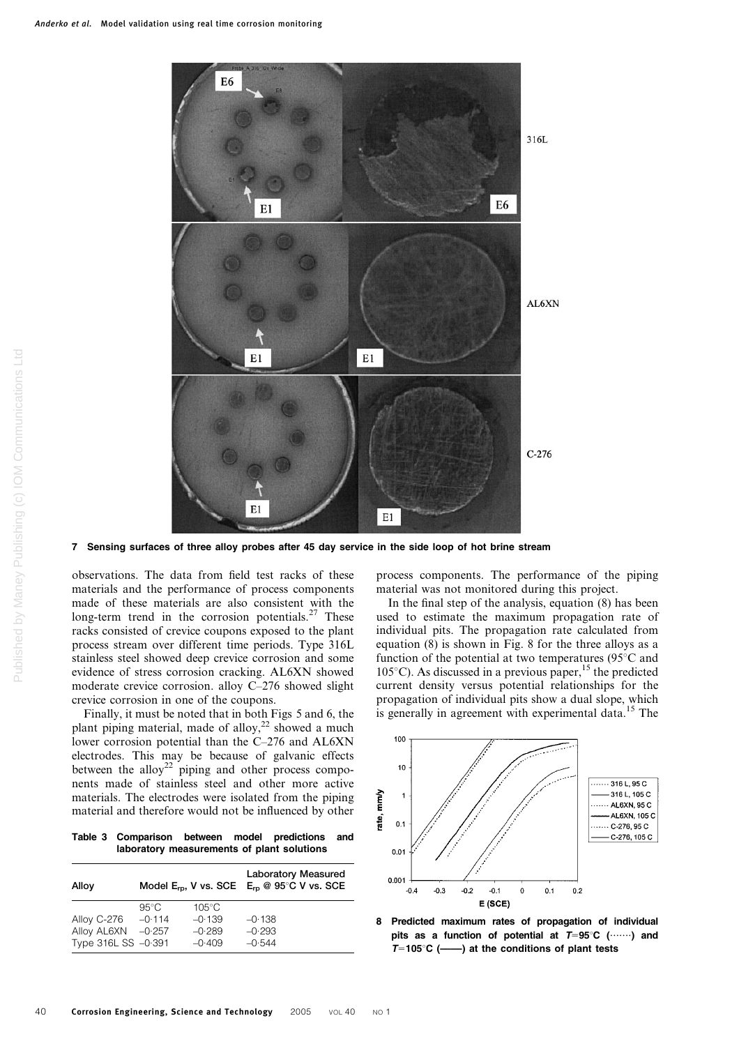7 Sensing surfaces of three alloy probes after 45 day service in the side loop of hot brine stream

observations. The data from field test racks of these materials and the performance of process components made of these materials are also consistent with the long-term trend in the corrosion potentials.[27] These racks consisted of crevice coupons exposed to the plant process stream over different time periods. Type 316L stainless steel showed deep crevice corrosion and some evidence of stress corrosion cracking. AL6XN showed moderate crevice corrosion. alloy C–276 showed slight crevice corrosion in one of the coupons.

Finally, it must be noted that in both Figs 5 and 6, the plant piping material, made of alloy,[22] showed a much lower corrosion potential than the C–276 and AL6XN electrodes. This may be because of galvanic effects between the alloy[22] piping and other process components made of stainless steel and other more active materials. The electrodes were isolated from the piping material and therefore would not be influenced by other process components. The performance of the piping material was not monitored during this project.

In the final step of the analysis, equation (8) has been used to estimate the maximum propagation rate of individual pits. The propagation rate calculated from equation (8) is shown in Fig. 8 for the three alloys as a function of the potential at two temperatures (95°C and 105°C). As discussed in a previous paper,[15] the predicted current density versus potential relationships for the propagation of individual pits show a dual slope, which is generally in agreement with experimental data.[15] The

**Table 3 Comparison between model predictions and laboratory measurements of plant solutions**

| Alloy | Model $E_{rp}$, V vs. SCE | | Laboratory Measured $E_{rp}$ @ 95°C V vs. SCE |
|---|---|---|---|
| | 95°C | 105°C | |
| Alloy C-276 | –0·114 | –0·139 | –0·138 |
| Alloy AL6XN | –0·257 | –0·289 | –0·293 |
| Type 316L SS | –0·391 | –0·409 | –0·544 |

8 Predicted maximum rates of propagation of individual pits as a function of potential at $T$=95°C (·······) and $T$=105°C (——) at the conditions of plant tests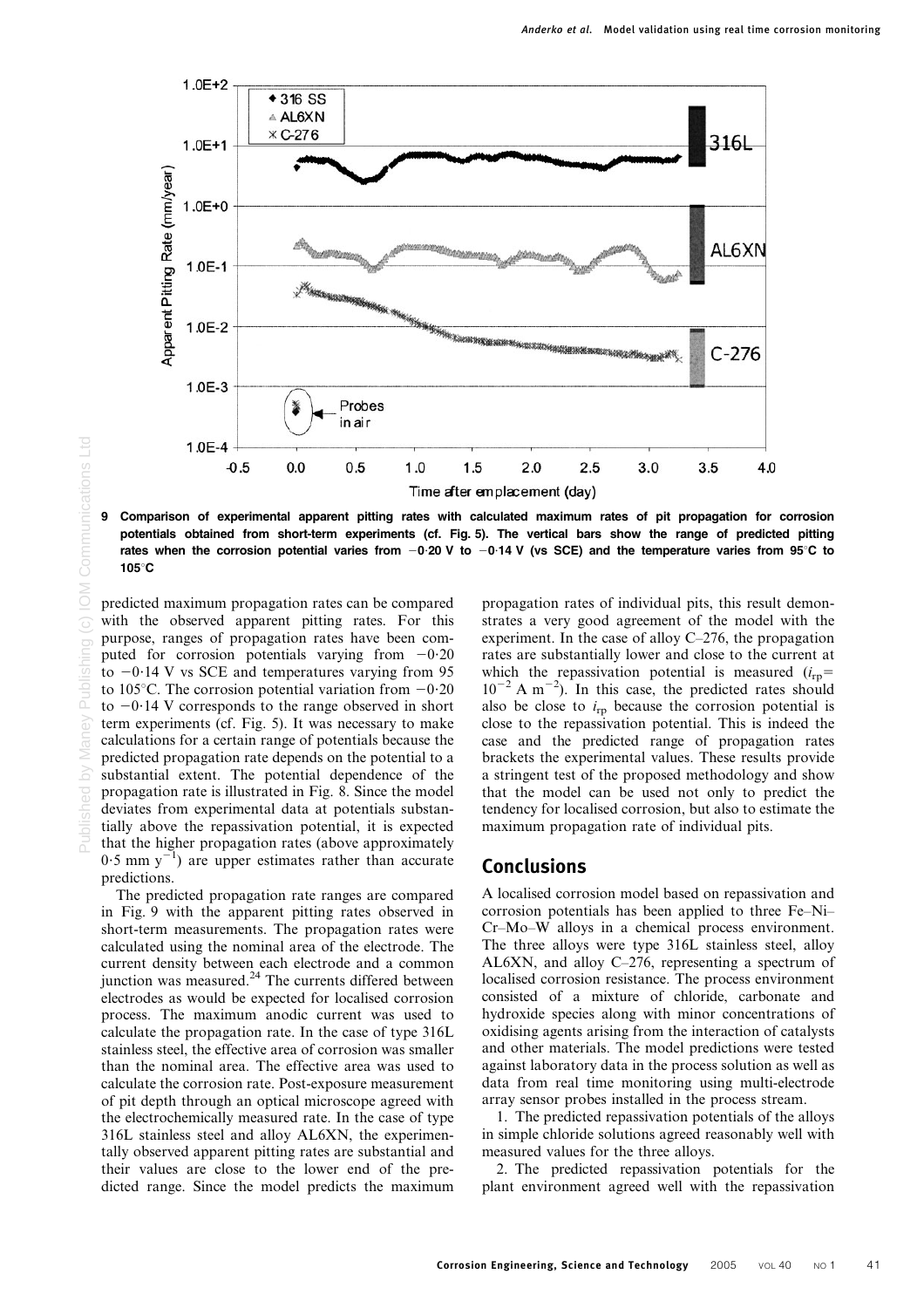9 Comparison of experimental apparent pitting rates with calculated maximum rates of pit propagation for corrosion potentials obtained from short-term experiments (cf. Fig. 5). The vertical bars show the range of predicted pitting rates when the corrosion potential varies from −0·20 V to −0·14 V (vs SCE) and the temperature varies from 95°C to 105°C

predicted maximum propagation rates can be compared with the observed apparent pitting rates. For this purpose, ranges of propagation rates have been computed for corrosion potentials varying from −0·20 to −0·14 V vs SCE and temperatures varying from 95 to 105°C. The corrosion potential variation from −0·20 to −0·14 V corresponds to the range observed in short term experiments (cf. Fig. 5). It was necessary to make calculations for a certain range of potentials because the predicted propagation rate depends on the potential to a substantial extent. The potential dependence of the propagation rate is illustrated in Fig. 8. Since the model deviates from experimental data at potentials substantially above the repassivation potential, it is expected that the higher propagation rates (above approximately 0·5 mm $y^{-1}$) are upper estimates rather than accurate predictions.

The predicted propagation rate ranges are compared in Fig. 9 with the apparent pitting rates observed in short-term measurements. The propagation rates were calculated using the nominal area of the electrode. The current density between each electrode and a common junction was measured.[24] The currents differed between electrodes as would be expected for localised corrosion process. The maximum anodic current was used to calculate the propagation rate. In the case of type 316L stainless steel, the effective area of corrosion was smaller than the nominal area. The effective area was used to calculate the corrosion rate. Post-exposure measurement of pit depth through an optical microscope agreed with the electrochemically measured rate. In the case of type 316L stainless steel and alloy AL6XN, the experimentally observed apparent pitting rates are substantial and their values are close to the lower end of the predicted range. Since the model predicts the maximum propagation rates of individual pits, this result demonstrates a very good agreement of the model with the experiment. In the case of alloy C–276, the propagation rates are substantially lower and close to the current at which the repassivation potential is measured ($i_{rp}$= $10^{-2}$ A $m^{-2}$). In this case, the predicted rates should also be close to $i_{rp}$ because the corrosion potential is close to the repassivation potential. This is indeed the case and the predicted range of propagation rates brackets the experimental values. These results provide a stringent test of the proposed methodology and show that the model can be used not only to predict the tendency for localised corrosion, but also to estimate the maximum propagation rate of individual pits.

## Conclusions

A localised corrosion model based on repassivation and corrosion potentials has been applied to three Fe–Ni–Cr–Mo–W alloys in a chemical process environment. The three alloys were type 316L stainless steel, alloy AL6XN, and alloy C–276, representing a spectrum of localised corrosion resistance. The process environment consisted of a mixture of chloride, carbonate and hydroxide species along with minor concentrations of oxidising agents arising from the interaction of catalysts and other materials. The model predictions were tested against laboratory data in the process solution as well as data from real time monitoring using multi-electrode array sensor probes installed in the process stream.

1. The predicted repassivation potentials of the alloys in simple chloride solutions agreed reasonably well with measured values for the three alloys.

2. The predicted repassivation potentials for the plant environment agreed well with the repassivation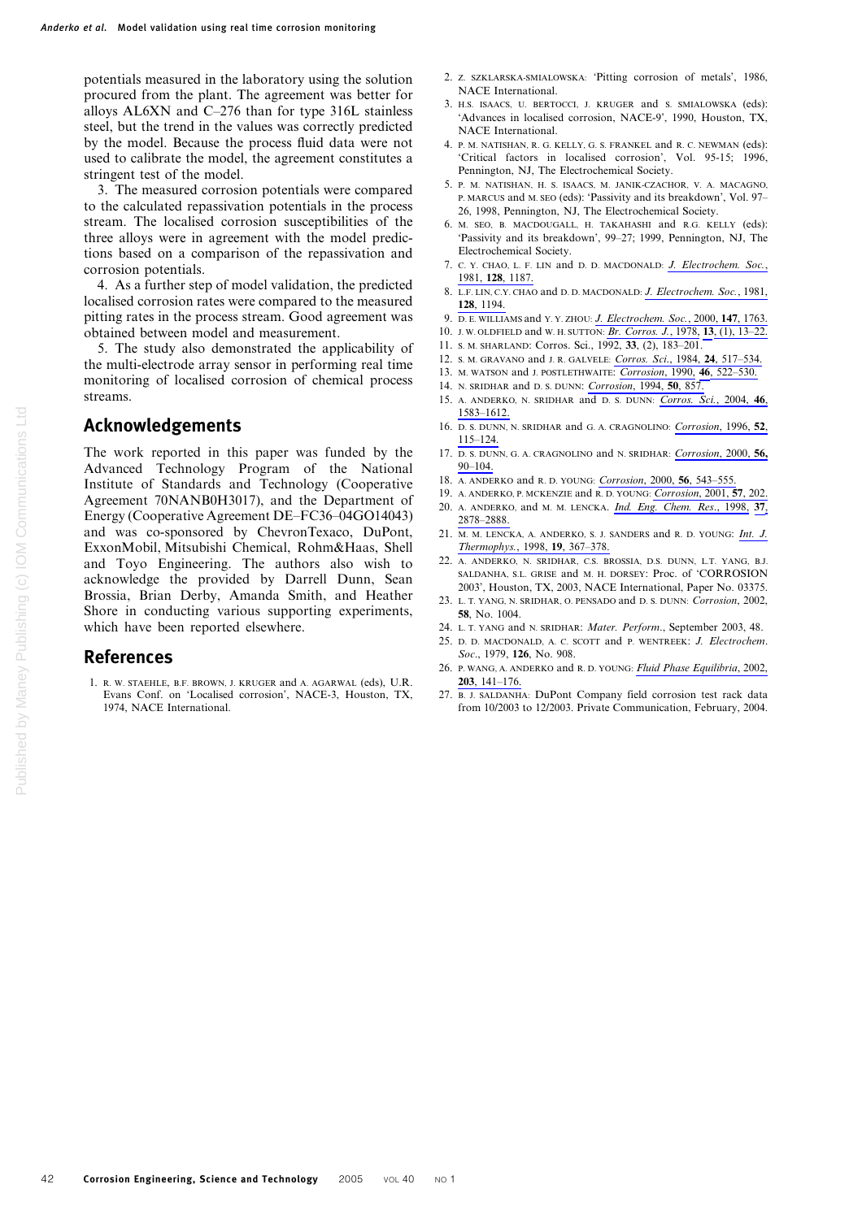potentials measured in the laboratory using the solution procured from the plant. The agreement was better for alloys AL6XN and C–276 than for type 316L stainless steel, but the trend in the values was correctly predicted by the model. Because the process fluid data were not used to calibrate the model, the agreement constitutes a stringent test of the model.

3. The measured corrosion potentials were compared to the calculated repassivation potentials in the process stream. The localised corrosion susceptibilities of the three alloys were in agreement with the model predictions based on a comparison of the repassivation and corrosion potentials.

4. As a further step of model validation, the predicted localised corrosion rates were compared to the measured pitting rates in the process stream. Good agreement was obtained between model and measurement.

5. The study also demonstrated the applicability of the multi-electrode array sensor in performing real time monitoring of localised corrosion of chemical process streams.

## Acknowledgements

The work reported in this paper was funded by the Advanced Technology Program of the National Institute of Standards and Technology (Cooperative Agreement 70NANB0H3017), and the Department of Energy (Cooperative Agreement DE–FC36–04GO14043) and was co-sponsored by ChevronTexaco, DuPont, ExxonMobil, Mitsubishi Chemical, Rohm&Haas, Shell and Toyo Engineering. The authors also wish to acknowledge the provided by Darrell Dunn, Sean Brossia, Brian Derby, Amanda Smith, and Heather Shore in conducting various supporting experiments, which have been reported elsewhere.

## References

1. R. W. STAEHLE, B.F. BROWN, J. KRUGER and A. AGARWAL (eds), U.R. Evans Conf. on 'Localised corrosion', NACE-3, Houston, TX, 1974, NACE International.
2. Z. SZKLARSKA-SMIALOWSKA: 'Pitting corrosion of metals', 1986, NACE International.
3. H.S. ISAACS, U. BERTOCCI, J. KRUGER and S. SMIALOWSKA (eds): 'Advances in localised corrosion, NACE-9', 1990, Houston, TX, NACE International.
4. P. M. NATISHAN, R. G. KELLY, G. S. FRANKEL and R. C. NEWMAN (eds): 'Critical factors in localised corrosion', Vol. 95-15; 1996, Pennington, NJ, The Electrochemical Society.
5. P. M. NATISHAN, H. S. ISAACS, M. JANIK-CZACHOR, V. A. MACAGNO, P. MARCUS and M. SEO (eds): 'Passivity and its breakdown', Vol. 97–26, 1998, Pennington, NJ, The Electrochemical Society.
6. M. SEO, B. MACDOUGALL, H. TAKAHASHI and R.G. KELLY (eds): 'Passivity and its breakdown', 99–27; 1999, Pennington, NJ, The Electrochemical Society.
7. C. Y. CHAO, L. F. LIN and D. D. MACDONALD: *J. Electrochem. Soc.*, 1981, **128**, 1187.
8. L.F. LIN, C.Y. CHAO and D. D. MACDONALD: *J. Electrochem. Soc.*, 1981, **128**, 1194.
9. D. E. WILLIAMS and Y. Y. ZHOU: *J. Electrochem. Soc.*, 2000, **147**, 1763.
10. J. W. OLDFIELD and W. H. SUTTON: *Br. Corros. J.*, 1978, **13**, (1), 13–22.
11. S. M. SHARLAND: Corros. Sci., 1992, **33**, (2), 183–201.
12. S. M. GRAVANO and J. R. GALVELE: *Corros. Sci.*, 1984, **24**, 517–534.
13. M. WATSON and J. POSTLETHWAITE: *Corrosion*, 1990, **46**, 522–530.
14. N. SRIDHAR and D. S. DUNN: *Corrosion*, 1994, **50**, 857.
15. A. ANDERKO, N. SRIDHAR and D. S. DUNN: *Corros. Sci.*, 2004, **46**, 1583–1612.
16. D. S. DUNN, N. SRIDHAR and G. A. CRAGNOLINO: *Corrosion*, 1996, **52**, 115–124.
17. D. S. DUNN, G. A. CRAGNOLINO and N. SRIDHAR: *Corrosion*, 2000, **56**, 90–104.
18. A. ANDERKO and R. D. YOUNG: *Corrosion*, 2000, **56**, 543–555.
19. A. ANDERKO, P. MCKENZIE and R. D. YOUNG: *Corrosion*, 2001, **57**, 202.
20. A. ANDERKO, and M. M. LENCKA. *Ind. Eng. Chem. Res.*, 1998, **37**, 2878–2888.
21. M. M. LENCKA, A. ANDERKO, S. J. SANDERS and R. D. YOUNG: *Int. J. Thermophys.*, 1998, **19**, 367–378.
22. A. ANDERKO, N. SRIDHAR, C.S. BROSSIA, D.S. DUNN, L.T. YANG, B.J. SALDANHA, S.L. GRISE and M. H. DORSEY: Proc. of 'CORROSION 2003', Houston, TX, 2003, NACE International, Paper No. 03375.
23. L. T. YANG, N. SRIDHAR, O. PENSADO and D. S. DUNN: *Corrosion*, 2002, **58**, No. 1004.
24. L. T. YANG and N. SRIDHAR: *Mater. Perform.*, September 2003, 48.
25. D. D. MACDONALD, A. C. SCOTT and P. WENTREEK: *J. Electrochem. Soc.*, 1979, **126**, No. 908.
26. P. WANG, A. ANDERKO and R. D. YOUNG: *Fluid Phase Equilibria*, 2002, **203**, 141–176.
27. B. J. SALDANHA: DuPont Company field corrosion test rack data from 10/2003 to 12/2003. Private Communication, February, 2004.